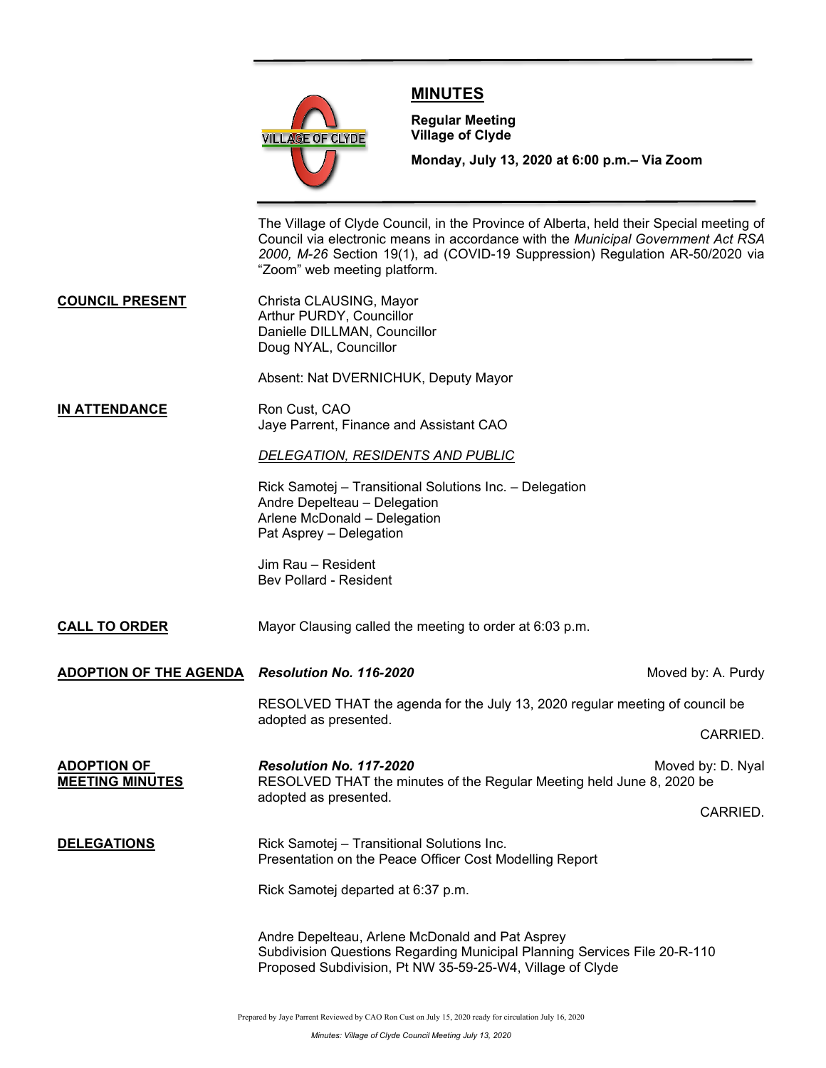# MINUTES

**Regular Meeting**
**Village of Clyde**

**Monday, July 13, 2020 at 6:00 p.m.– Via Zoom**

The Village of Clyde Council, in the Province of Alberta, held their Special meeting of Council via electronic means in accordance with the *Municipal Government Act RSA 2000, M-26* Section 19(1), ad (COVID-19 Suppression) Regulation AR-50/2020 via "Zoom" web meeting platform.

**COUNCIL PRESENT**

Christa CLAUSING, Mayor
Arthur PURDY, Councillor
Danielle DILLMAN, Councillor
Doug NYAL, Councillor

Absent: Nat DVERNICHUK, Deputy Mayor

**IN ATTENDANCE**

Ron Cust, CAO
Jaye Parrent, Finance and Assistant CAO

*DELEGATION, RESIDENTS AND PUBLIC*

Rick Samotej – Transitional Solutions Inc. – Delegation
Andre Depelteau – Delegation
Arlene McDonald – Delegation
Pat Asprey – Delegation

Jim Rau – Resident
Bev Pollard - Resident

**CALL TO ORDER**

Mayor Clausing called the meeting to order at 6:03 p.m.

**ADOPTION OF THE AGENDA**

***Resolution No. 116-2020*** — Moved by: A. Purdy

RESOLVED THAT the agenda for the July 13, 2020 regular meeting of council be adopted as presented.

CARRIED.

**ADOPTION OF MEETING MINUTES**

***Resolution No. 117-2020*** — Moved by: D. Nyal

RESOLVED THAT the minutes of the Regular Meeting held June 8, 2020 be adopted as presented.

CARRIED.

**DELEGATIONS**

Rick Samotej – Transitional Solutions Inc.
Presentation on the Peace Officer Cost Modelling Report

Rick Samotej departed at 6:37 p.m.

Andre Depelteau, Arlene McDonald and Pat Asprey
Subdivision Questions Regarding Municipal Planning Services File 20-R-110
Proposed Subdivision, Pt NW 35-59-25-W4, Village of Clyde

Prepared by Jaye Parrent Reviewed by CAO Ron Cust on July 15, 2020 ready for circulation July 16, 2020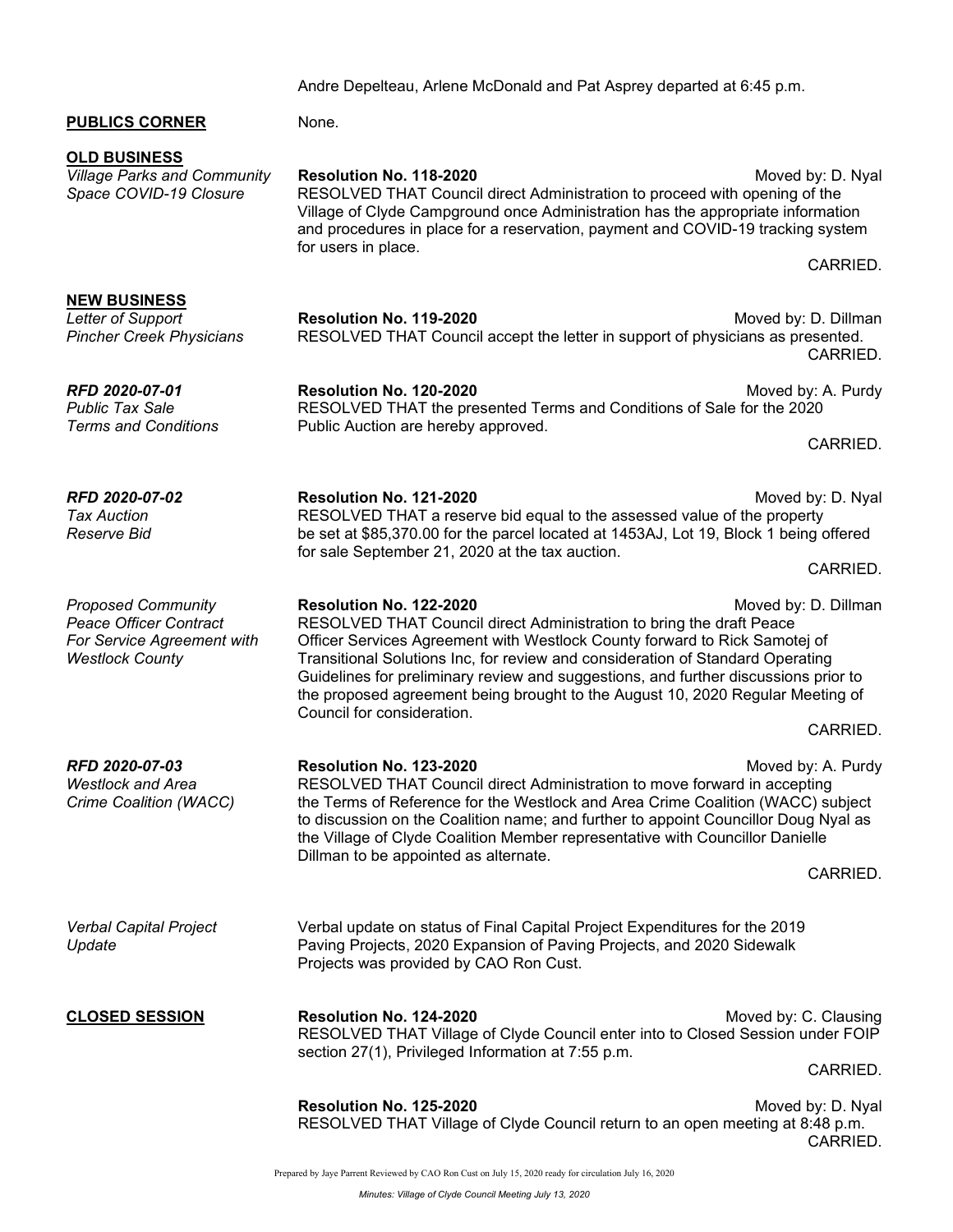Andre Depelteau, Arlene McDonald and Pat Asprey departed at 6:45 p.m.

**PUBLICS CORNER**

None.

**OLD BUSINESS**

*Village Parks and Community Space COVID-19 Closure*

**Resolution No. 118-2020** Moved by: D. Nyal

RESOLVED THAT Council direct Administration to proceed with opening of the Village of Clyde Campground once Administration has the appropriate information and procedures in place for a reservation, payment and COVID-19 tracking system for users in place.

CARRIED.

**NEW BUSINESS**

*Letter of Support Pincher Creek Physicians*

**Resolution No. 119-2020** Moved by: D. Dillman

RESOLVED THAT Council accept the letter in support of physicians as presented.

CARRIED.

***RFD 2020-07-01***
*Public Tax Sale Terms and Conditions*

**Resolution No. 120-2020** Moved by: A. Purdy

RESOLVED THAT the presented Terms and Conditions of Sale for the 2020 Public Auction are hereby approved.

CARRIED.

***RFD 2020-07-02***
*Tax Auction Reserve Bid*

**Resolution No. 121-2020** Moved by: D. Nyal

RESOLVED THAT a reserve bid equal to the assessed value of the property be set at $85,370.00 for the parcel located at 1453AJ, Lot 19, Block 1 being offered for sale September 21, 2020 at the tax auction.

CARRIED.

*Proposed Community Peace Officer Contract For Service Agreement with Westlock County*

**Resolution No. 122-2020** Moved by: D. Dillman

RESOLVED THAT Council direct Administration to bring the draft Peace Officer Services Agreement with Westlock County forward to Rick Samotej of Transitional Solutions Inc, for review and consideration of Standard Operating Guidelines for preliminary review and suggestions, and further discussions prior to the proposed agreement being brought to the August 10, 2020 Regular Meeting of Council for consideration.

CARRIED.

***RFD 2020-07-03***
*Westlock and Area Crime Coalition (WACC)*

**Resolution No. 123-2020** Moved by: A. Purdy

RESOLVED THAT Council direct Administration to move forward in accepting the Terms of Reference for the Westlock and Area Crime Coalition (WACC) subject to discussion on the Coalition name; and further to appoint Councillor Doug Nyal as the Village of Clyde Coalition Member representative with Councillor Danielle Dillman to be appointed as alternate.

CARRIED.

*Verbal Capital Project Update*

Verbal update on status of Final Capital Project Expenditures for the 2019 Paving Projects, 2020 Expansion of Paving Projects, and 2020 Sidewalk Projects was provided by CAO Ron Cust.

**CLOSED SESSION**

**Resolution No. 124-2020** Moved by: C. Clausing

RESOLVED THAT Village of Clyde Council enter into to Closed Session under FOIP section 27(1), Privileged Information at 7:55 p.m.

CARRIED.

**Resolution No. 125-2020** Moved by: D. Nyal

RESOLVED THAT Village of Clyde Council return to an open meeting at 8:48 p.m.

CARRIED.

Prepared by Jaye Parrent Reviewed by CAO Ron Cust on July 15, 2020 ready for circulation July 16, 2020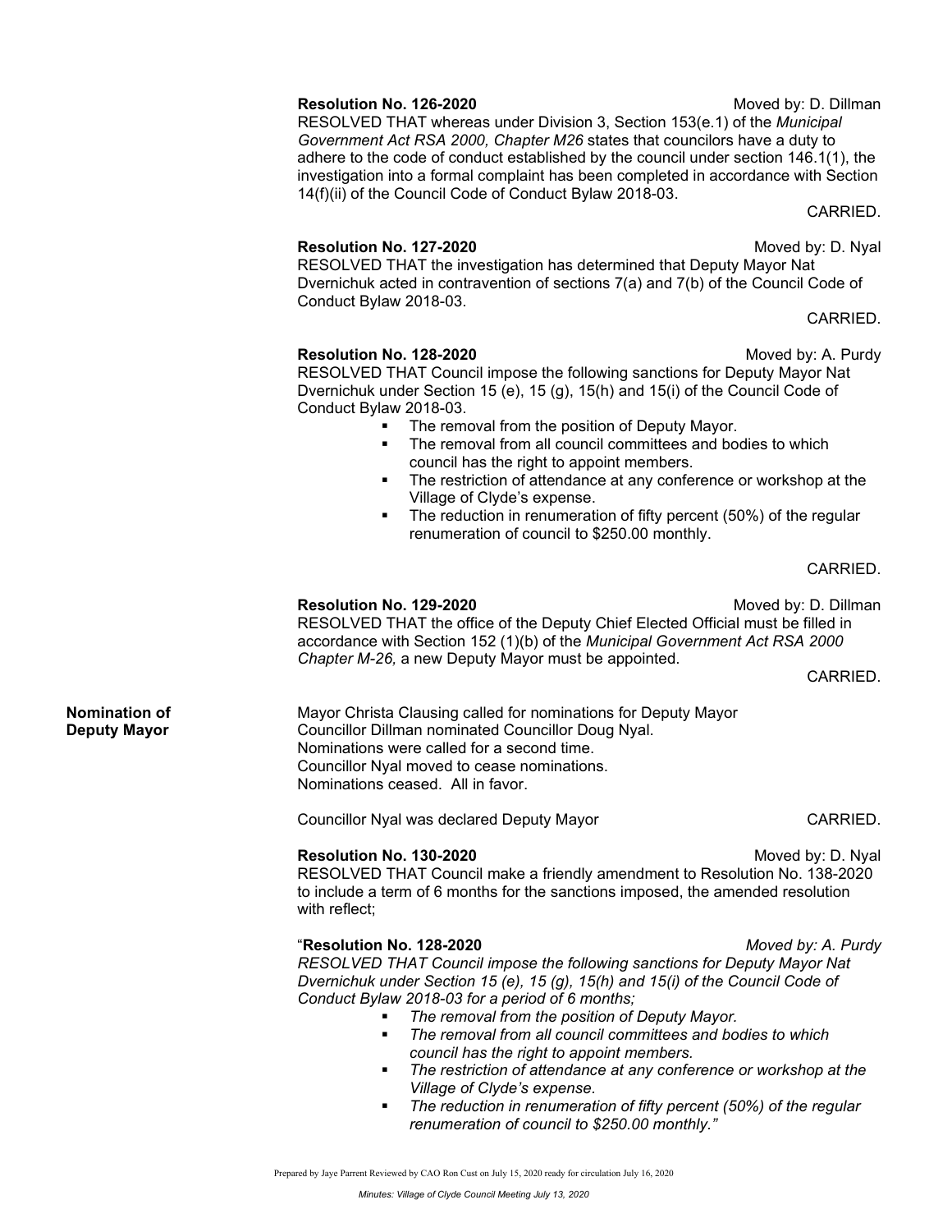**Resolution No. 126-2020** Moved by: D. Dillman

RESOLVED THAT whereas under Division 3, Section 153(e.1) of the *Municipal Government Act RSA 2000, Chapter M26* states that councilors have a duty to adhere to the code of conduct established by the council under section 146.1(1), the investigation into a formal complaint has been completed in accordance with Section 14(f)(ii) of the Council Code of Conduct Bylaw 2018-03.

CARRIED.

**Resolution No. 127-2020** Moved by: D. Nyal

RESOLVED THAT the investigation has determined that Deputy Mayor Nat Dvernichuk acted in contravention of sections 7(a) and 7(b) of the Council Code of Conduct Bylaw 2018-03.

CARRIED.

**Resolution No. 128-2020** Moved by: A. Purdy

RESOLVED THAT Council impose the following sanctions for Deputy Mayor Nat Dvernichuk under Section 15 (e), 15 (g), 15(h) and 15(i) of the Council Code of Conduct Bylaw 2018-03.

- The removal from the position of Deputy Mayor.
- The removal from all council committees and bodies to which council has the right to appoint members.
- The restriction of attendance at any conference or workshop at the Village of Clyde's expense.
- The reduction in renumeration of fifty percent (50%) of the regular renumeration of council to $250.00 monthly.

CARRIED.

**Resolution No. 129-2020** Moved by: D. Dillman

RESOLVED THAT the office of the Deputy Chief Elected Official must be filled in accordance with Section 152 (1)(b) of the *Municipal Government Act RSA 2000 Chapter M-26,* a new Deputy Mayor must be appointed.

CARRIED.

**Nomination of Deputy Mayor**

Mayor Christa Clausing called for nominations for Deputy Mayor
Councillor Dillman nominated Councillor Doug Nyal.
Nominations were called for a second time.
Councillor Nyal moved to cease nominations.
Nominations ceased. All in favor.

Councillor Nyal was declared Deputy Mayor CARRIED.

**Resolution No. 130-2020** Moved by: D. Nyal

RESOLVED THAT Council make a friendly amendment to Resolution No. 138-2020 to include a term of 6 months for the sanctions imposed, the amended resolution with reflect;

"**Resolution No. 128-2020** *Moved by: A. Purdy*

*RESOLVED THAT Council impose the following sanctions for Deputy Mayor Nat Dvernichuk under Section 15 (e), 15 (g), 15(h) and 15(i) of the Council Code of Conduct Bylaw 2018-03 for a period of 6 months;*

- *The removal from the position of Deputy Mayor.*
- *The removal from all council committees and bodies to which council has the right to appoint members.*
- *The restriction of attendance at any conference or workshop at the Village of Clyde's expense.*
- *The reduction in renumeration of fifty percent (50%) of the regular renumeration of council to $250.00 monthly."*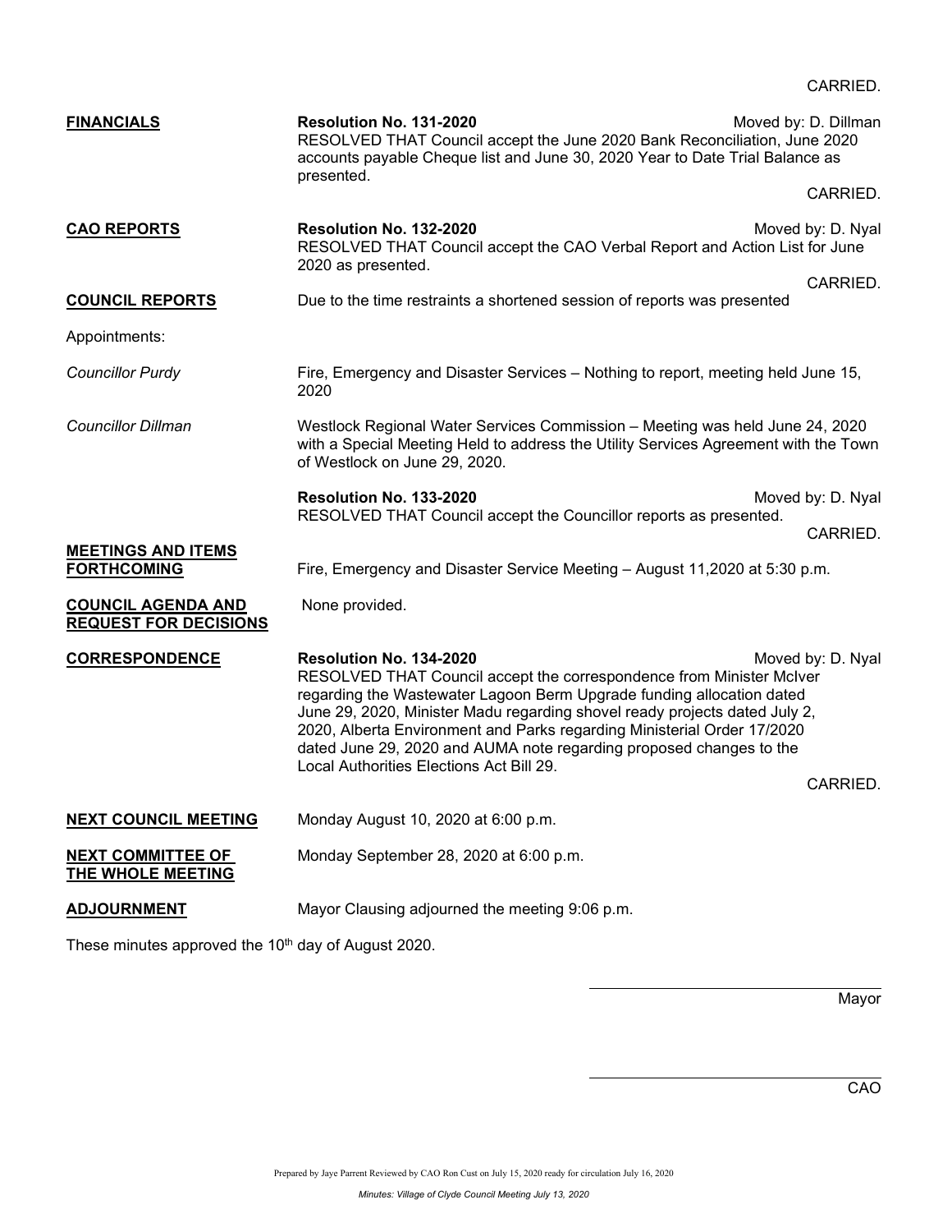CARRIED.

**FINANCIALS** **Resolution No. 131-2020** Moved by: D. Dillman

RESOLVED THAT Council accept the June 2020 Bank Reconciliation, June 2020 accounts payable Cheque list and June 30, 2020 Year to Date Trial Balance as presented.

CARRIED.

**CAO REPORTS** **Resolution No. 132-2020** Moved by: D. Nyal

RESOLVED THAT Council accept the CAO Verbal Report and Action List for June 2020 as presented.

CARRIED.

**COUNCIL REPORTS** Due to the time restraints a shortened session of reports was presented

Appointments:

*Councillor Purdy* Fire, Emergency and Disaster Services – Nothing to report, meeting held June 15, 2020

*Councillor Dillman* Westlock Regional Water Services Commission – Meeting was held June 24, 2020 with a Special Meeting Held to address the Utility Services Agreement with the Town of Westlock on June 29, 2020.

**Resolution No. 133-2020** Moved by: D. Nyal

RESOLVED THAT Council accept the Councillor reports as presented.

CARRIED.

**MEETINGS AND ITEMS FORTHCOMING** Fire, Emergency and Disaster Service Meeting – August 11,2020 at 5:30 p.m.

**COUNCIL AGENDA AND REQUEST FOR DECISIONS** None provided.

**CORRESPONDENCE** **Resolution No. 134-2020** Moved by: D. Nyal

RESOLVED THAT Council accept the correspondence from Minister McIver regarding the Wastewater Lagoon Berm Upgrade funding allocation dated June 29, 2020, Minister Madu regarding shovel ready projects dated July 2, 2020, Alberta Environment and Parks regarding Ministerial Order 17/2020 dated June 29, 2020 and AUMA note regarding proposed changes to the Local Authorities Elections Act Bill 29.

CARRIED.

**NEXT COUNCIL MEETING** Monday August 10, 2020 at 6:00 p.m.

**NEXT COMMITTEE OF THE WHOLE MEETING** Monday September 28, 2020 at 6:00 p.m.

**ADJOURNMENT** Mayor Clausing adjourned the meeting 9:06 p.m.

These minutes approved the 10th day of August 2020.

\_\_\_\_\_\_\_\_\_\_\_\_\_\_\_\_\_\_\_\_\_\_\_\_\_\_\_\_\_\_
Mayor

\_\_\_\_\_\_\_\_\_\_\_\_\_\_\_\_\_\_\_\_\_\_\_\_\_\_\_\_\_\_
CAO

Prepared by Jaye Parrent Reviewed by CAO Ron Cust on July 15, 2020 ready for circulation July 16, 2020